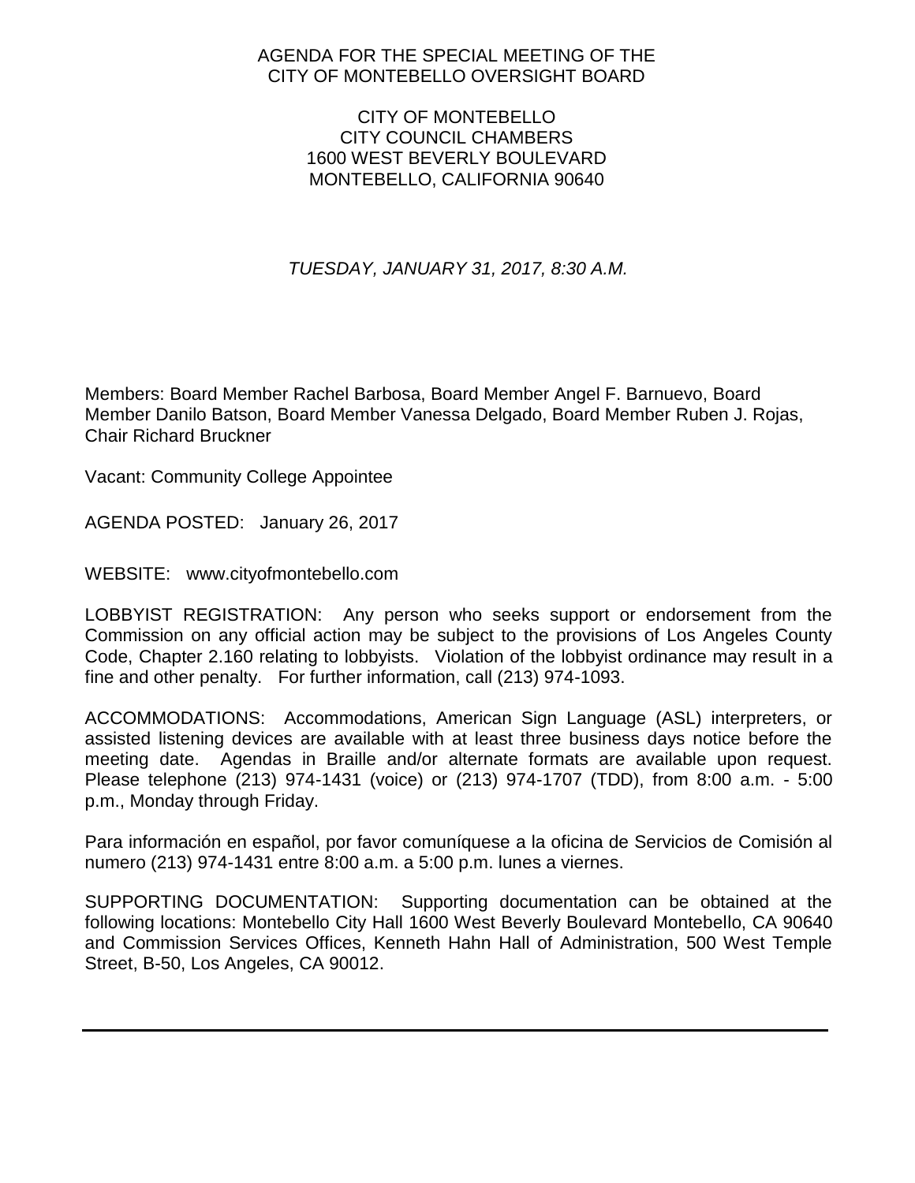# AGENDA FOR THE SPECIAL MEETING OF THE CITY OF MONTEBELLO OVERSIGHT BOARD

CITY OF MONTEBELLO
CITY COUNCIL CHAMBERS
1600 WEST BEVERLY BOULEVARD
MONTEBELLO, CALIFORNIA 90640

*TUESDAY, JANUARY 31, 2017, 8:30 A.M.*

Members: Board Member Rachel Barbosa, Board Member Angel F. Barnuevo, Board Member Danilo Batson, Board Member Vanessa Delgado, Board Member Ruben J. Rojas, Chair Richard Bruckner

Vacant: Community College Appointee

AGENDA POSTED: January 26, 2017

WEBSITE: www.cityofmontebello.com

LOBBYIST REGISTRATION: Any person who seeks support or endorsement from the Commission on any official action may be subject to the provisions of Los Angeles County Code, Chapter 2.160 relating to lobbyists. Violation of the lobbyist ordinance may result in a fine and other penalty. For further information, call (213) 974-1093.

ACCOMMODATIONS: Accommodations, American Sign Language (ASL) interpreters, or assisted listening devices are available with at least three business days notice before the meeting date. Agendas in Braille and/or alternate formats are available upon request. Please telephone (213) 974-1431 (voice) or (213) 974-1707 (TDD), from 8:00 a.m. - 5:00 p.m., Monday through Friday.

Para información en español, por favor comuníquese a la oficina de Servicios de Comisión al numero (213) 974-1431 entre 8:00 a.m. a 5:00 p.m. lunes a viernes.

SUPPORTING DOCUMENTATION: Supporting documentation can be obtained at the following locations: Montebello City Hall 1600 West Beverly Boulevard Montebello, CA 90640 and Commission Services Offices, Kenneth Hahn Hall of Administration, 500 West Temple Street, B-50, Los Angeles, CA 90012.

---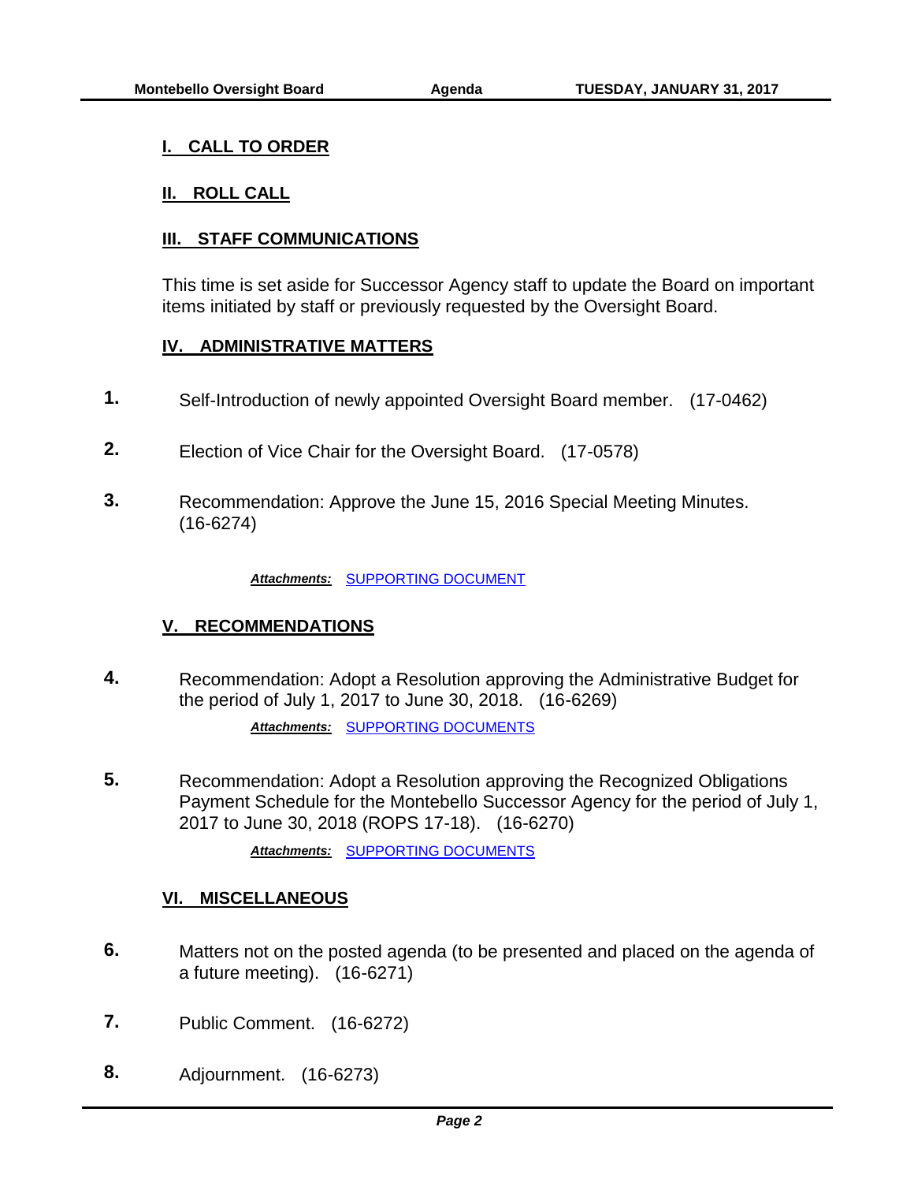## I. CALL TO ORDER

## II. ROLL CALL

## III. STAFF COMMUNICATIONS

This time is set aside for Successor Agency staff to update the Board on important items initiated by staff or previously requested by the Oversight Board.

## IV. ADMINISTRATIVE MATTERS

**1.** Self-Introduction of newly appointed Oversight Board member. (17-0462)

**2.** Election of Vice Chair for the Oversight Board. (17-0578)

**3.** Recommendation: Approve the June 15, 2016 Special Meeting Minutes. (16-6274)

***Attachments:*** SUPPORTING DOCUMENT

## V. RECOMMENDATIONS

**4.** Recommendation: Adopt a Resolution approving the Administrative Budget for the period of July 1, 2017 to June 30, 2018. (16-6269)

***Attachments:*** SUPPORTING DOCUMENTS

**5.** Recommendation: Adopt a Resolution approving the Recognized Obligations Payment Schedule for the Montebello Successor Agency for the period of July 1, 2017 to June 30, 2018 (ROPS 17-18). (16-6270)

***Attachments:*** SUPPORTING DOCUMENTS

## VI. MISCELLANEOUS

**6.** Matters not on the posted agenda (to be presented and placed on the agenda of a future meeting). (16-6271)

**7.** Public Comment. (16-6272)

**8.** Adjournment. (16-6273)